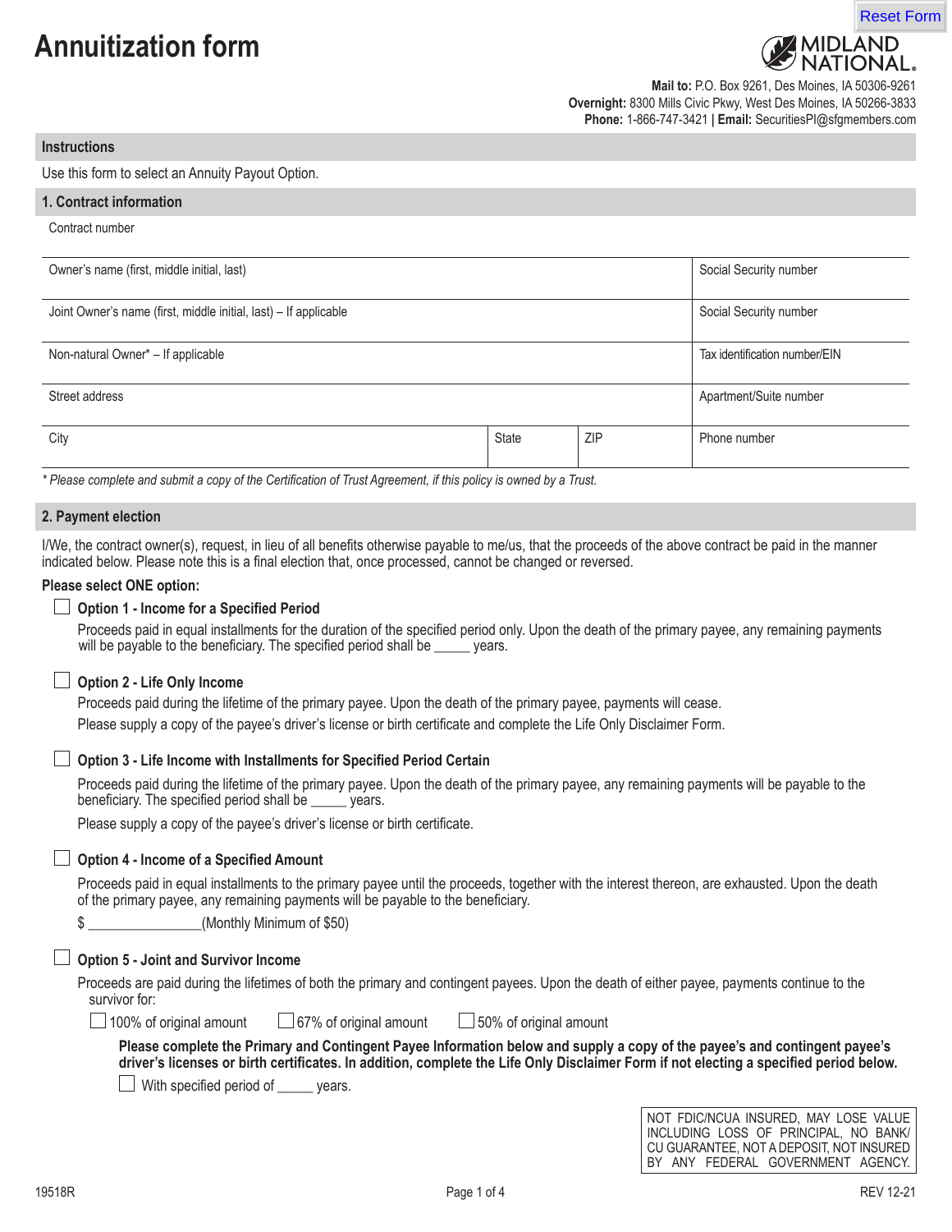# Annuitization form

Reset Form

MIDLAND NATIONAL.

**Mail to:** P.O. Box 9261, Des Moines, IA 50306-9261
**Overnight:** 8300 Mills Civic Pkwy, West Des Moines, IA 50266-3833
**Phone:** 1-866-747-3421 | **Email:** SecuritiesPI@sfgmembers.com

## Instructions

Use this form to select an Annuity Payout Option.

## 1. Contract information

Contract number

| Owner's name (first, middle initial, last) | | | Social Security number |
|---|---|---|---|
| Joint Owner's name (first, middle initial, last) – If applicable | | | Social Security number |
| Non-natural Owner* – If applicable | | | Tax identification number/EIN |
| Street address | | | Apartment/Suite number |
| City | State | ZIP | Phone number |

*\* Please complete and submit a copy of the Certification of Trust Agreement, if this policy is owned by a Trust.*

## 2. Payment election

I/We, the contract owner(s), request, in lieu of all benefits otherwise payable to me/us, that the proceeds of the above contract be paid in the manner indicated below. Please note this is a final election that, once processed, cannot be changed or reversed.

**Please select ONE option:**

☐ **Option 1 - Income for a Specified Period**

Proceeds paid in equal installments for the duration of the specified period only. Upon the death of the primary payee, any remaining payments will be payable to the beneficiary. The specified period shall be _____ years.

☐ **Option 2 - Life Only Income**

Proceeds paid during the lifetime of the primary payee. Upon the death of the primary payee, payments will cease.

Please supply a copy of the payee's driver's license or birth certificate and complete the Life Only Disclaimer Form.

☐ **Option 3 - Life Income with Installments for Specified Period Certain**

Proceeds paid during the lifetime of the primary payee. Upon the death of the primary payee, any remaining payments will be payable to the beneficiary. The specified period shall be _____ years.

Please supply a copy of the payee's driver's license or birth certificate.

☐ **Option 4 - Income of a Specified Amount**

Proceeds paid in equal installments to the primary payee until the proceeds, together with the interest thereon, are exhausted. Upon the death of the primary payee, any remaining payments will be payable to the beneficiary.

$ _______________(Monthly Minimum of $50)

☐ **Option 5 - Joint and Survivor Income**

Proceeds are paid during the lifetimes of both the primary and contingent payees. Upon the death of either payee, payments continue to the survivor for:

☐ 100% of original amount ☐ 67% of original amount ☐ 50% of original amount

**Please complete the Primary and Contingent Payee Information below and supply a copy of the payee's and contingent payee's driver's licenses or birth certificates. In addition, complete the Life Only Disclaimer Form if not electing a specified period below.**

☐ With specified period of _____ years.

NOT FDIC/NCUA INSURED, MAY LOSE VALUE INCLUDING LOSS OF PRINCIPAL, NO BANK/CU GUARANTEE, NOT A DEPOSIT, NOT INSURED BY ANY FEDERAL GOVERNMENT AGENCY.

19518R REV 12-21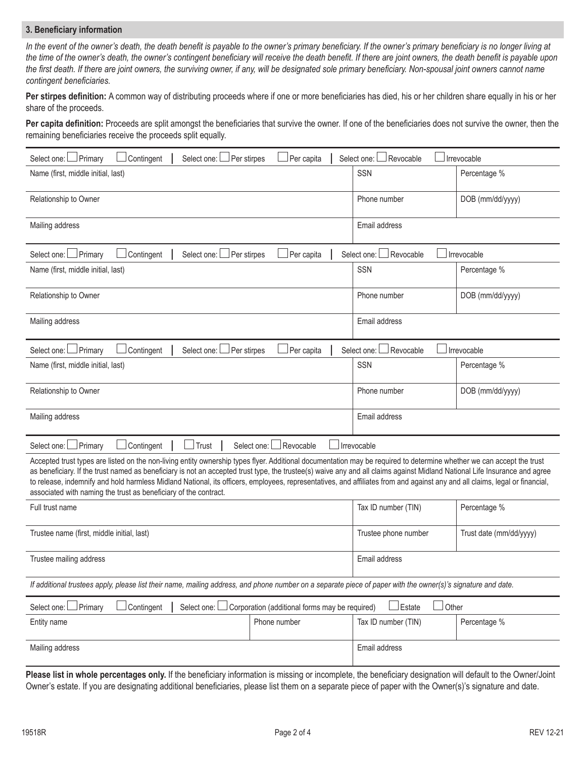## 3. Beneficiary information

*In the event of the owner's death, the death benefit is payable to the owner's primary beneficiary. If the owner's primary beneficiary is no longer living at the time of the owner's death, the owner's contingent beneficiary will receive the death benefit. If there are joint owners, the death benefit is payable upon the first death. If there are joint owners, the surviving owner, if any, will be designated sole primary beneficiary. Non-spousal joint owners cannot name contingent beneficiaries.*

**Per stirpes definition:** A common way of distributing proceeds where if one or more beneficiaries has died, his or her children share equally in his or her share of the proceeds.

**Per capita definition:** Proceeds are split amongst the beneficiaries that survive the owner. If one of the beneficiaries does not survive the owner, then the remaining beneficiaries receive the proceeds split equally.

| Select one: ☐ Primary ☐ Contingent \| Select one: ☐ Per stirpes ☐ Per capita | Select one: ☐ Revocable | ☐ Irrevocable |
|---|---|---|
| Name (first, middle initial, last) | SSN | Percentage % |
| Relationship to Owner | Phone number | DOB (mm/dd/yyyy) |
| Mailing address | Email address | |

| Select one: ☐ Primary ☐ Contingent \| Select one: ☐ Per stirpes ☐ Per capita | Select one: ☐ Revocable | ☐ Irrevocable |
|---|---|---|
| Name (first, middle initial, last) | SSN | Percentage % |
| Relationship to Owner | Phone number | DOB (mm/dd/yyyy) |
| Mailing address | Email address | |

| Select one: ☐ Primary ☐ Contingent \| Select one: ☐ Per stirpes ☐ Per capita | Select one: ☐ Revocable | ☐ Irrevocable |
|---|---|---|
| Name (first, middle initial, last) | SSN | Percentage % |
| Relationship to Owner | Phone number | DOB (mm/dd/yyyy) |
| Mailing address | Email address | |

Select one: ☐ Primary ☐ Contingent | ☐ Trust | Select one: ☐ Revocable ☐ Irrevocable

Accepted trust types are listed on the non-living entity ownership types flyer. Additional documentation may be required to determine whether we can accept the trust as beneficiary. If the trust named as beneficiary is not an accepted trust type, the trustee(s) waive any and all claims against Midland National Life Insurance and agree to release, indemnify and hold harmless Midland National, its officers, employees, representatives, and affiliates from and against any and all claims, legal or financial, associated with naming the trust as beneficiary of the contract.

| Full trust name | Tax ID number (TIN) | Percentage % |
|---|---|---|
| Trustee name (first, middle initial, last) | Trustee phone number | Trust date (mm/dd/yyyy) |
| Trustee mailing address | Email address | |

*If additional trustees apply, please list their name, mailing address, and phone number on a separate piece of paper with the owner(s)'s signature and date.*

Select one: ☐ Primary ☐ Contingent | Select one: ☐ Corporation (additional forms may be required) ☐ Estate ☐ Other

| Entity name | Phone number | Tax ID number (TIN) | Percentage % |
|---|---|---|---|
| Mailing address | | Email address | |

**Please list in whole percentages only.** If the beneficiary information is missing or incomplete, the beneficiary designation will default to the Owner/Joint Owner's estate. If you are designating additional beneficiaries, please list them on a separate piece of paper with the Owner(s)'s signature and date.

19518R REV 12-21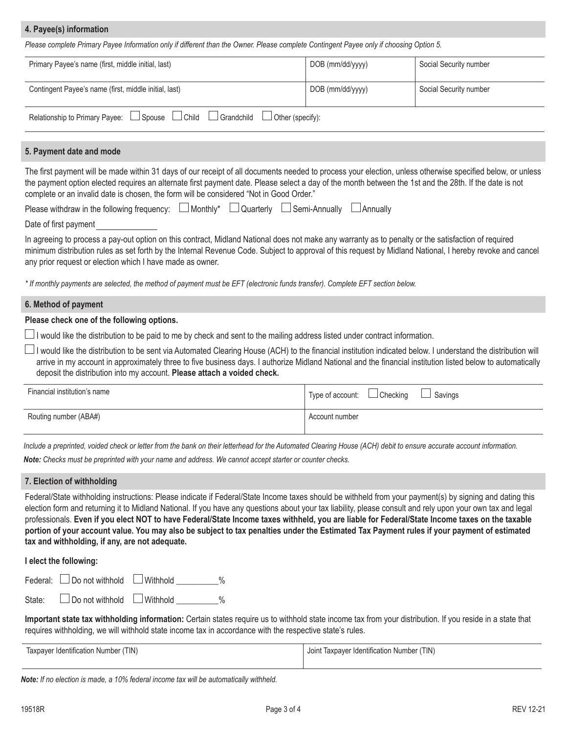## 4. Payee(s) information

*Please complete Primary Payee Information only if different than the Owner. Please complete Contingent Payee only if choosing Option 5.*

| Primary Payee's name (first, middle initial, last) | DOB (mm/dd/yyyy) | Social Security number |
|---|---|---|
| Contingent Payee's name (first, middle initial, last) | DOB (mm/dd/yyyy) | Social Security number |

Relationship to Primary Payee: ☐ Spouse ☐ Child ☐ Grandchild ☐ Other (specify):

## 5. Payment date and mode

The first payment will be made within 31 days of our receipt of all documents needed to process your election, unless otherwise specified below, or unless the payment option elected requires an alternate first payment date. Please select a day of the month between the 1st and the 28th. If the date is not complete or an invalid date is chosen, the form will be considered "Not in Good Order."

Please withdraw in the following frequency: ☐ Monthly* ☐ Quarterly ☐ Semi-Annually ☐ Annually

Date of first payment ____________

In agreeing to process a pay-out option on this contract, Midland National does not make any warranty as to penalty or the satisfaction of required minimum distribution rules as set forth by the Internal Revenue Code. Subject to approval of this request by Midland National, I hereby revoke and cancel any prior request or election which I have made as owner.

*\* If monthly payments are selected, the method of payment must be EFT (electronic funds transfer). Complete EFT section below.*

## 6. Method of payment

**Please check one of the following options.**

☐ I would like the distribution to be paid to me by check and sent to the mailing address listed under contract information.

☐ I would like the distribution to be sent via Automated Clearing House (ACH) to the financial institution indicated below. I understand the distribution will arrive in my account in approximately three to five business days. I authorize Midland National and the financial institution listed below to automatically deposit the distribution into my account. **Please attach a voided check.**

| Financial institution's name | Type of account: ☐ Checking ☐ Savings |
|---|---|
| Routing number (ABA#) | Account number |

*Include a preprinted, voided check or letter from the bank on their letterhead for the Automated Clearing House (ACH) debit to ensure accurate account information.*

***Note:** Checks must be preprinted with your name and address. We cannot accept starter or counter checks.*

## 7. Election of withholding

Federal/State withholding instructions: Please indicate if Federal/State Income taxes should be withheld from your payment(s) by signing and dating this election form and returning it to Midland National. If you have any questions about your tax liability, please consult and rely upon your own tax and legal professionals. **Even if you elect NOT to have Federal/State Income taxes withheld, you are liable for Federal/State Income taxes on the taxable portion of your account value. You may also be subject to tax penalties under the Estimated Tax Payment rules if your payment of estimated tax and withholding, if any, are not adequate.**

**I elect the following:**

Federal: ☐ Do not withhold ☐ Withhold _________%

State: ☐ Do not withhold ☐ Withhold _________%

**Important state tax withholding information:** Certain states require us to withhold state income tax from your distribution. If you reside in a state that requires withholding, we will withhold state income tax in accordance with the respective state's rules.

| Taxpayer Identification Number (TIN) | Joint Taxpayer Identification Number (TIN) |
|---|---|

***Note:** If no election is made, a 10% federal income tax will be automatically withheld.*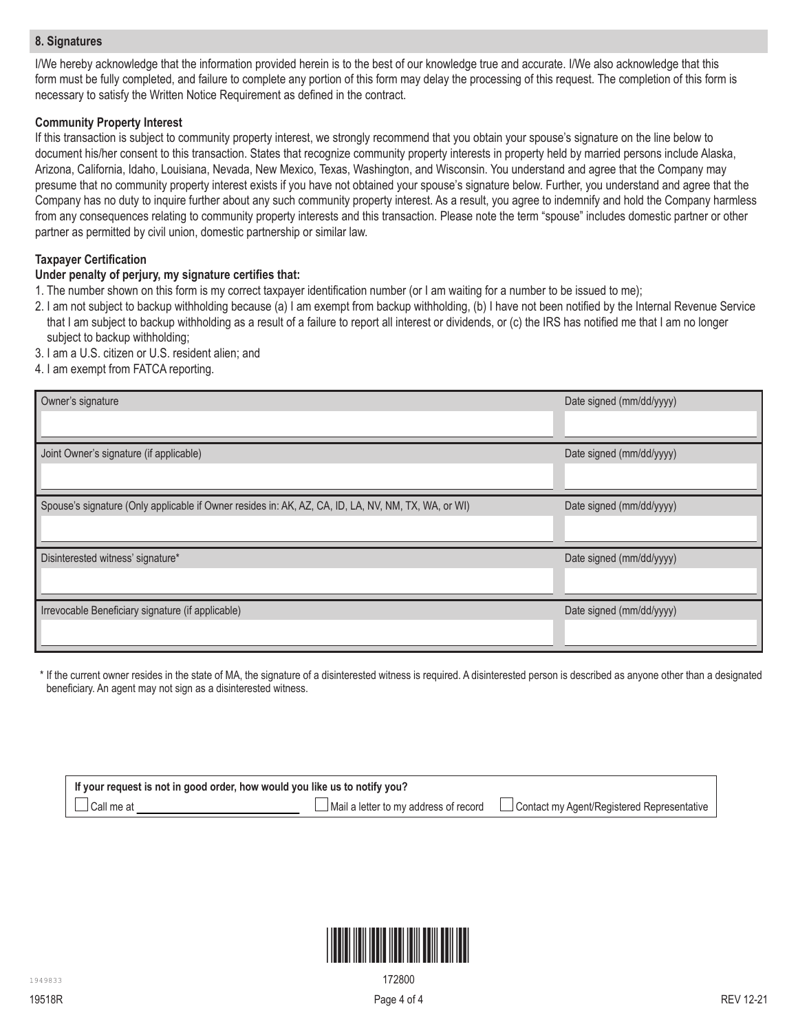## 8. Signatures

I/We hereby acknowledge that the information provided herein is to the best of our knowledge true and accurate. I/We also acknowledge that this form must be fully completed, and failure to complete any portion of this form may delay the processing of this request. The completion of this form is necessary to satisfy the Written Notice Requirement as defined in the contract.

**Community Property Interest**

If this transaction is subject to community property interest, we strongly recommend that you obtain your spouse's signature on the line below to document his/her consent to this transaction. States that recognize community property interests in property held by married persons include Alaska, Arizona, California, Idaho, Louisiana, Nevada, New Mexico, Texas, Washington, and Wisconsin. You understand and agree that the Company may presume that no community property interest exists if you have not obtained your spouse's signature below. Further, you understand and agree that the Company has no duty to inquire further about any such community property interest. As a result, you agree to indemnify and hold the Company harmless from any consequences relating to community property interests and this transaction. Please note the term "spouse" includes domestic partner or other partner as permitted by civil union, domestic partnership or similar law.

**Taxpayer Certification**

**Under penalty of perjury, my signature certifies that:**

1. The number shown on this form is my correct taxpayer identification number (or I am waiting for a number to be issued to me);
2. I am not subject to backup withholding because (a) I am exempt from backup withholding, (b) I have not been notified by the Internal Revenue Service that I am subject to backup withholding as a result of a failure to report all interest or dividends, or (c) the IRS has notified me that I am no longer subject to backup withholding;
3. I am a U.S. citizen or U.S. resident alien; and
4. I am exempt from FATCA reporting.

| | |
|---|---|
| Owner's signature | Date signed (mm/dd/yyyy) |
| | |
| Joint Owner's signature (if applicable) | Date signed (mm/dd/yyyy) |
| | |
| Spouse's signature (Only applicable if Owner resides in: AK, AZ, CA, ID, LA, NV, NM, TX, WA, or WI) | Date signed (mm/dd/yyyy) |
| | |
| Disinterested witness' signature* | Date signed (mm/dd/yyyy) |
| | |
| Irrevocable Beneficiary signature (if applicable) | Date signed (mm/dd/yyyy) |
| | |

\* If the current owner resides in the state of MA, the signature of a disinterested witness is required. A disinterested person is described as anyone other than a designated beneficiary. An agent may not sign as a disinterested witness.

**If your request is not in good order, how would you like us to notify you?**

☐ Call me at ____________________ ☐ Mail a letter to my address of record ☐ Contact my Agent/Registered Representative

1949833

172800

19518R

REV 12-21